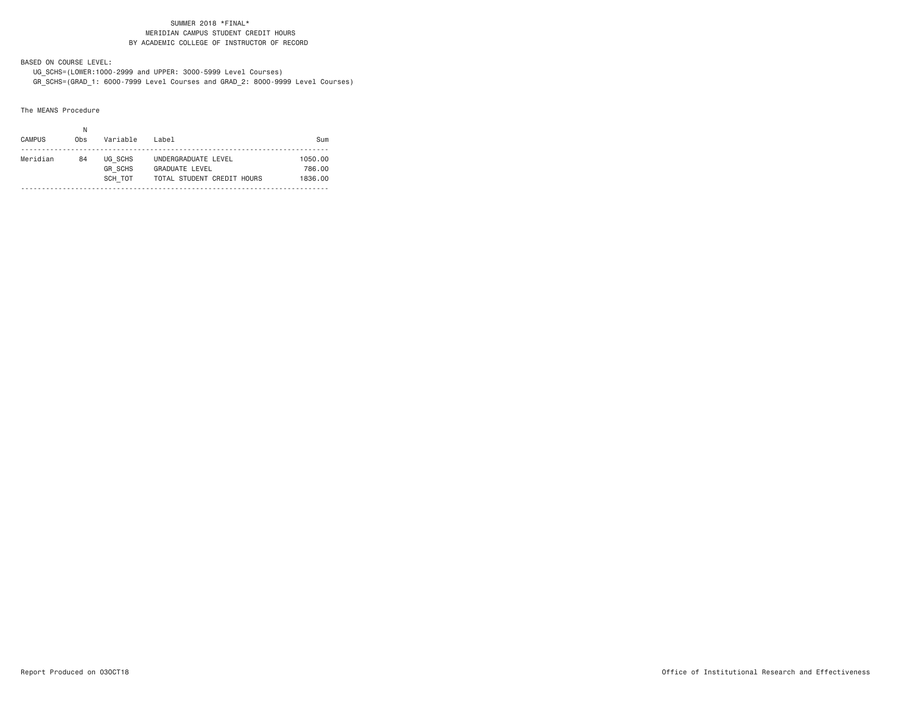SUMMER 2018 *FINAL*
MERIDIAN CAMPUS STUDENT CREDIT HOURS
BY ACADEMIC COLLEGE OF INSTRUCTOR OF RECORD

BASED ON COURSE LEVEL:
UG_SCHS=(LOWER:1000-2999 and UPPER: 3000-5999 Level Courses)
GR_SCHS=(GRAD_1: 6000-7999 Level Courses and GRAD_2: 8000-9999 Level Courses)

The MEANS Procedure

| CAMPUS | N Obs | Variable | Label | Sum |
|---|---|---|---|---|
| Meridian | 84 | UG_SCHS | UNDERGRADUATE LEVEL | 1050.00 |
| | | GR_SCHS | GRADUATE LEVEL | 786.00 |
| | | SCH_TOT | TOTAL STUDENT CREDIT HOURS | 1836.00 |

Report Produced on 03OCT18

Office of Institutional Research and Effectiveness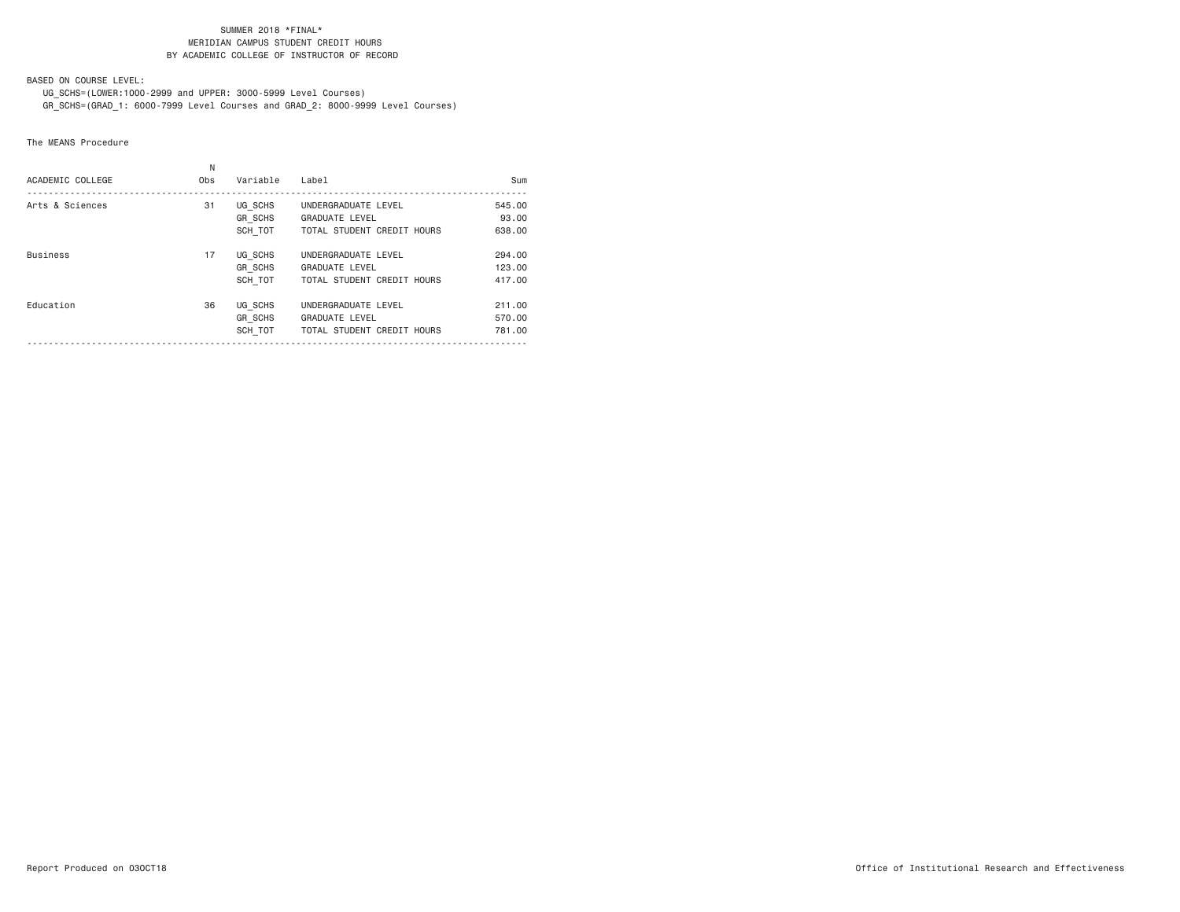SUMMER 2018 *FINAL*
MERIDIAN CAMPUS STUDENT CREDIT HOURS
BY ACADEMIC COLLEGE OF INSTRUCTOR OF RECORD

BASED ON COURSE LEVEL:
UG_SCHS=(LOWER:1000-2999 and UPPER: 3000-5999 Level Courses)
GR_SCHS=(GRAD_1: 6000-7999 Level Courses and GRAD_2: 8000-9999 Level Courses)

The MEANS Procedure

| ACADEMIC COLLEGE | N Obs | Variable | Label | Sum |
|---|---|---|---|---|
| Arts & Sciences | 31 | UG_SCHS | UNDERGRADUATE LEVEL | 545.00 |
| | | GR_SCHS | GRADUATE LEVEL | 93.00 |
| | | SCH_TOT | TOTAL STUDENT CREDIT HOURS | 638.00 |
| Business | 17 | UG_SCHS | UNDERGRADUATE LEVEL | 294.00 |
| | | GR_SCHS | GRADUATE LEVEL | 123.00 |
| | | SCH_TOT | TOTAL STUDENT CREDIT HOURS | 417.00 |
| Education | 36 | UG_SCHS | UNDERGRADUATE LEVEL | 211.00 |
| | | GR_SCHS | GRADUATE LEVEL | 570.00 |
| | | SCH_TOT | TOTAL STUDENT CREDIT HOURS | 781.00 |

Report Produced on 03OCT18

Office of Institutional Research and Effectiveness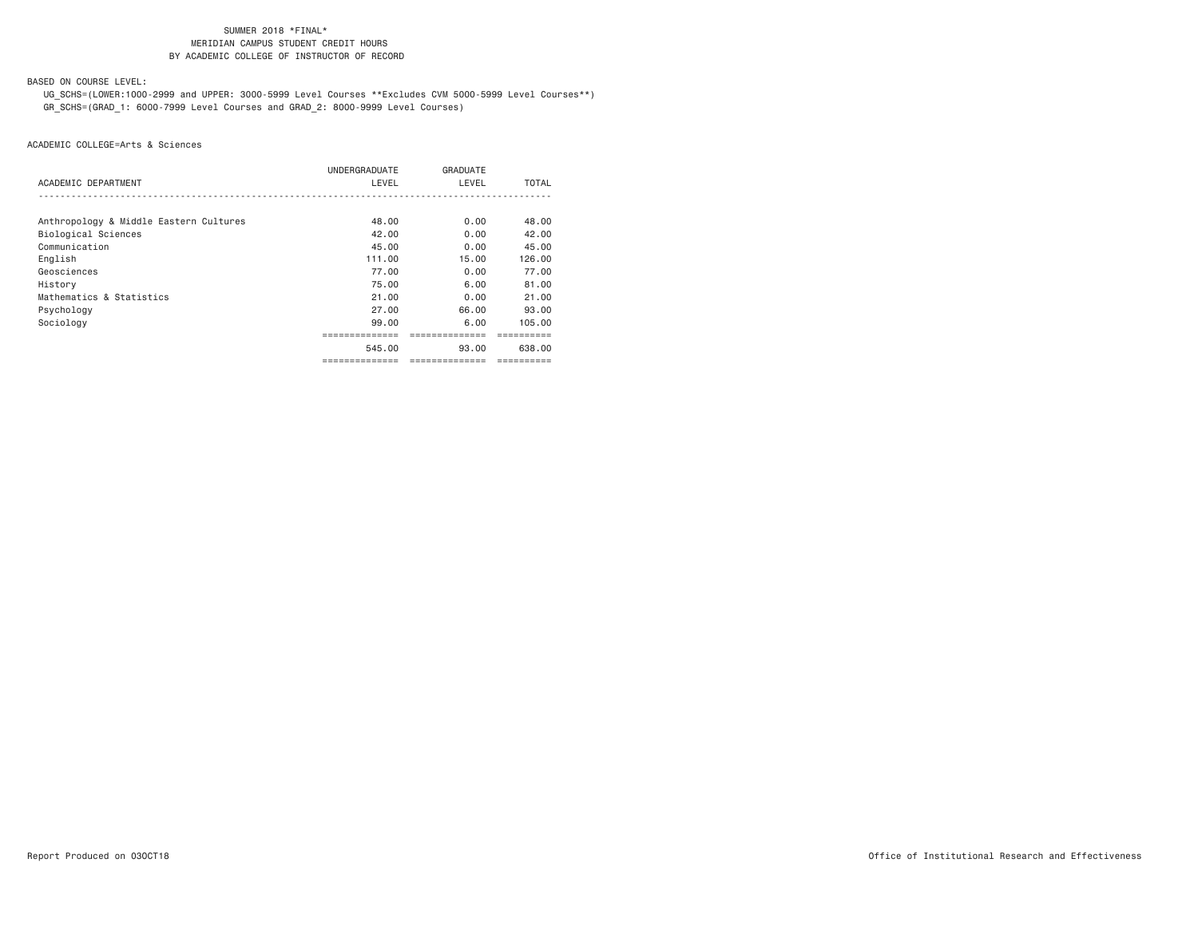SUMMER 2018 *FINAL*
MERIDIAN CAMPUS STUDENT CREDIT HOURS
BY ACADEMIC COLLEGE OF INSTRUCTOR OF RECORD

BASED ON COURSE LEVEL:

UG_SCHS=(LOWER:1000-2999 and UPPER: 3000-5999 Level Courses **Excludes CVM 5000-5999 Level Courses**)
GR_SCHS=(GRAD_1: 6000-7999 Level Courses and GRAD_2: 8000-9999 Level Courses)

ACADEMIC COLLEGE=Arts & Sciences

| ACADEMIC DEPARTMENT | UNDERGRADUATE LEVEL | GRADUATE LEVEL | TOTAL |
|---|---|---|---|
| Anthropology & Middle Eastern Cultures | 48.00 | 0.00 | 48.00 |
| Biological Sciences | 42.00 | 0.00 | 42.00 |
| Communication | 45.00 | 0.00 | 45.00 |
| English | 111.00 | 15.00 | 126.00 |
| Geosciences | 77.00 | 0.00 | 77.00 |
| History | 75.00 | 6.00 | 81.00 |
| Mathematics & Statistics | 21.00 | 0.00 | 21.00 |
| Psychology | 27.00 | 66.00 | 93.00 |
| Sociology | 99.00 | 6.00 | 105.00 |
| | 545.00 | 93.00 | 638.00 |

Report Produced on 03OCT18

Office of Institutional Research and Effectiveness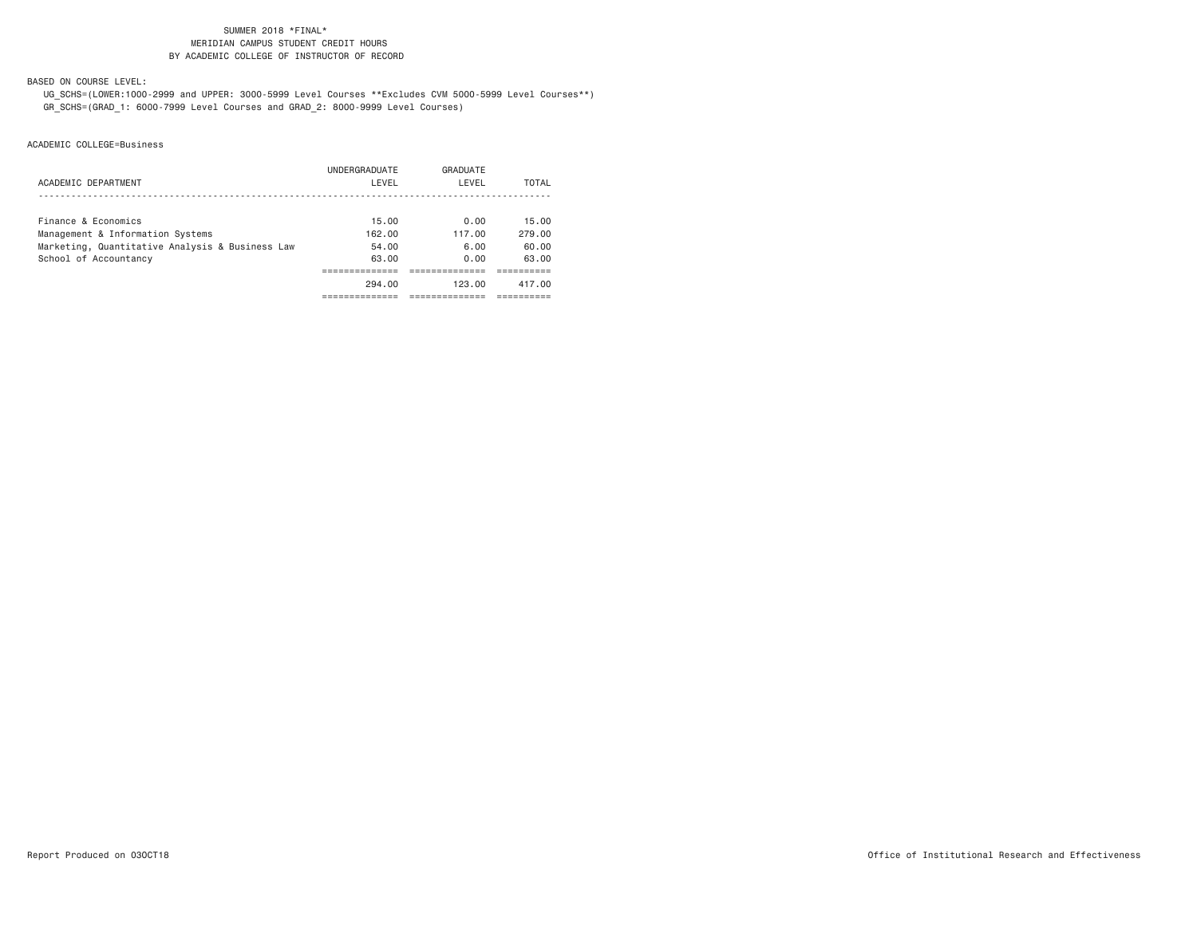SUMMER 2018 *FINAL*
MERIDIAN CAMPUS STUDENT CREDIT HOURS
BY ACADEMIC COLLEGE OF INSTRUCTOR OF RECORD

BASED ON COURSE LEVEL:

UG_SCHS=(LOWER:1000-2999 and UPPER: 3000-5999 Level Courses **Excludes CVM 5000-5999 Level Courses**)
GR_SCHS=(GRAD_1: 6000-7999 Level Courses and GRAD_2: 8000-9999 Level Courses)

ACADEMIC COLLEGE=Business

| ACADEMIC DEPARTMENT | UNDERGRADUATE LEVEL | GRADUATE LEVEL | TOTAL |
|---|---|---|---|
| Finance & Economics | 15.00 | 0.00 | 15.00 |
| Management & Information Systems | 162.00 | 117.00 | 279.00 |
| Marketing, Quantitative Analysis & Business Law | 54.00 | 6.00 | 60.00 |
| School of Accountancy | 63.00 | 0.00 | 63.00 |
| | 294.00 | 123.00 | 417.00 |

Report Produced on 03OCT18

Office of Institutional Research and Effectiveness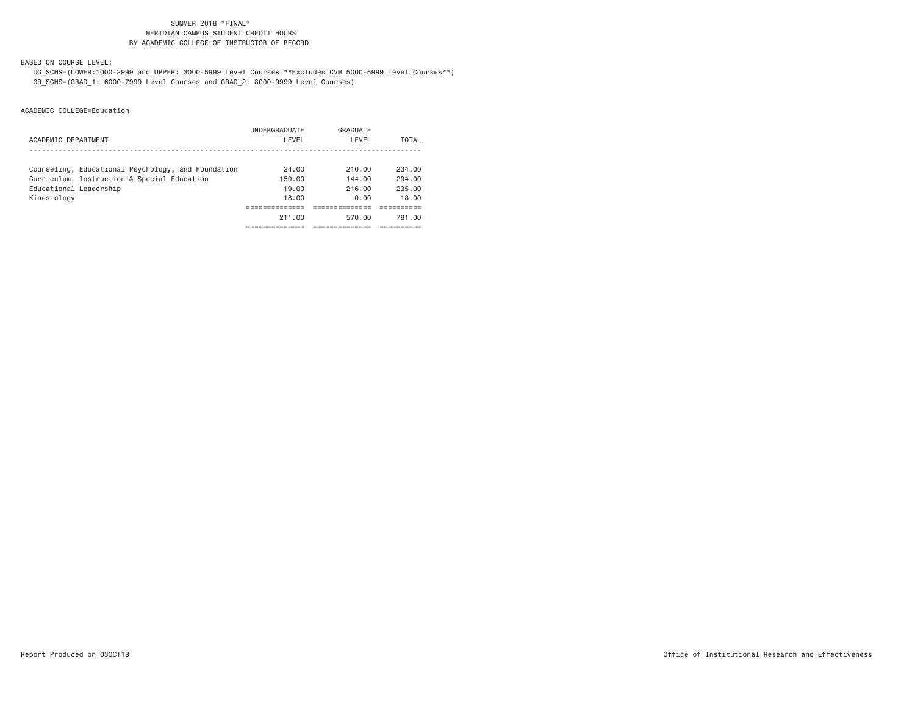SUMMER 2018 *FINAL*
MERIDIAN CAMPUS STUDENT CREDIT HOURS
BY ACADEMIC COLLEGE OF INSTRUCTOR OF RECORD

BASED ON COURSE LEVEL:

UG_SCHS=(LOWER:1000-2999 and UPPER: 3000-5999 Level Courses **Excludes CVM 5000-5999 Level Courses**)
GR_SCHS=(GRAD_1: 6000-7999 Level Courses and GRAD_2: 8000-9999 Level Courses)

ACADEMIC COLLEGE=Education

| ACADEMIC DEPARTMENT | UNDERGRADUATE LEVEL | GRADUATE LEVEL | TOTAL |
|---|---|---|---|
| Counseling, Educational Psychology, and Foundation | 24.00 | 210.00 | 234.00 |
| Curriculum, Instruction & Special Education | 150.00 | 144.00 | 294.00 |
| Educational Leadership | 19.00 | 216.00 | 235.00 |
| Kinesiology | 18.00 | 0.00 | 18.00 |
| | 211.00 | 570.00 | 781.00 |

Report Produced on 03OCT18

Office of Institutional Research and Effectiveness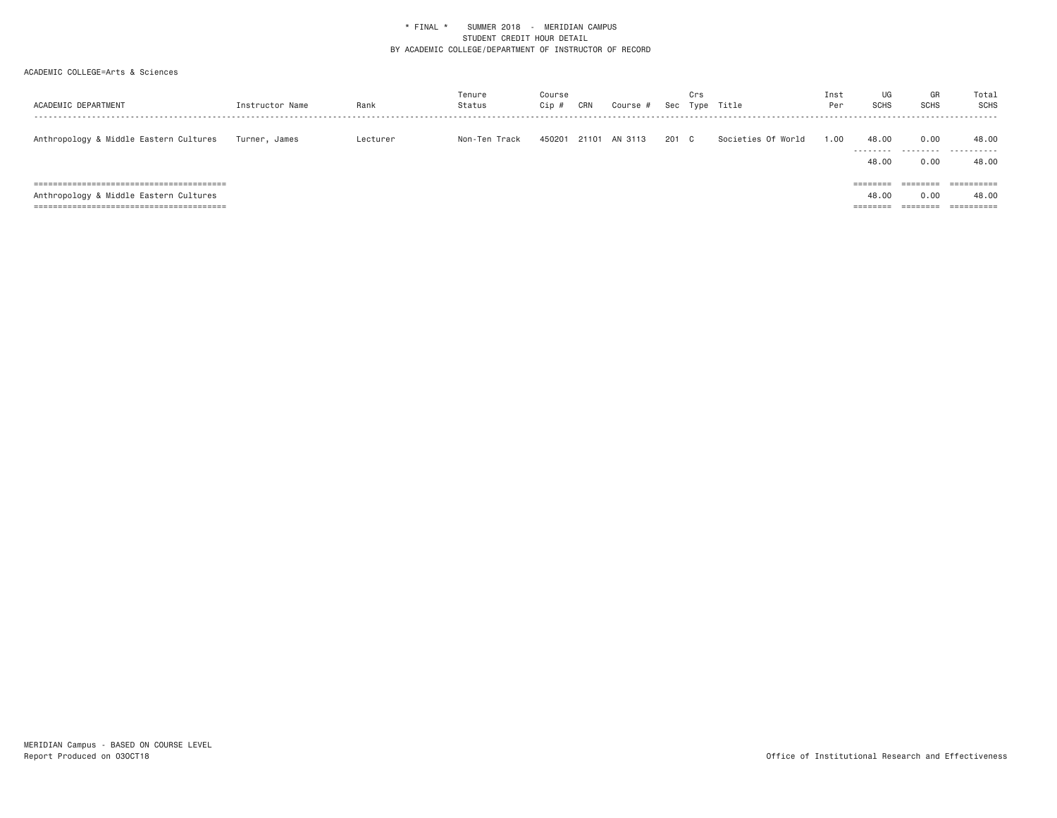\* FINAL \*    SUMMER 2018 - MERIDIAN CAMPUS
STUDENT CREDIT HOUR DETAIL
BY ACADEMIC COLLEGE/DEPARTMENT OF INSTRUCTOR OF RECORD

ACADEMIC COLLEGE=Arts & Sciences

| ACADEMIC DEPARTMENT | Instructor Name | Rank | Tenure Status | Course Cip # | CRN | Course # | Sec | Crs Type | Title | Inst Per | UG SCHS | GR SCHS | Total SCHS |
|---|---|---|---|---|---|---|---|---|---|---|---|---|---|
| Anthropology & Middle Eastern Cultures | Turner, James | Lecturer | Non-Ten Track | 450201 | 21101 | AN 3113 | 201 | C | Societies Of World | 1.00 | 48.00 | 0.00 | 48.00 |
| | | | | | | | | | | | 48.00 | 0.00 | 48.00 |
| Anthropology & Middle Eastern Cultures | | | | | | | | | | | 48.00 | 0.00 | 48.00 |

MERIDIAN Campus - BASED ON COURSE LEVEL
Report Produced on 03OCT18

Office of Institutional Research and Effectiveness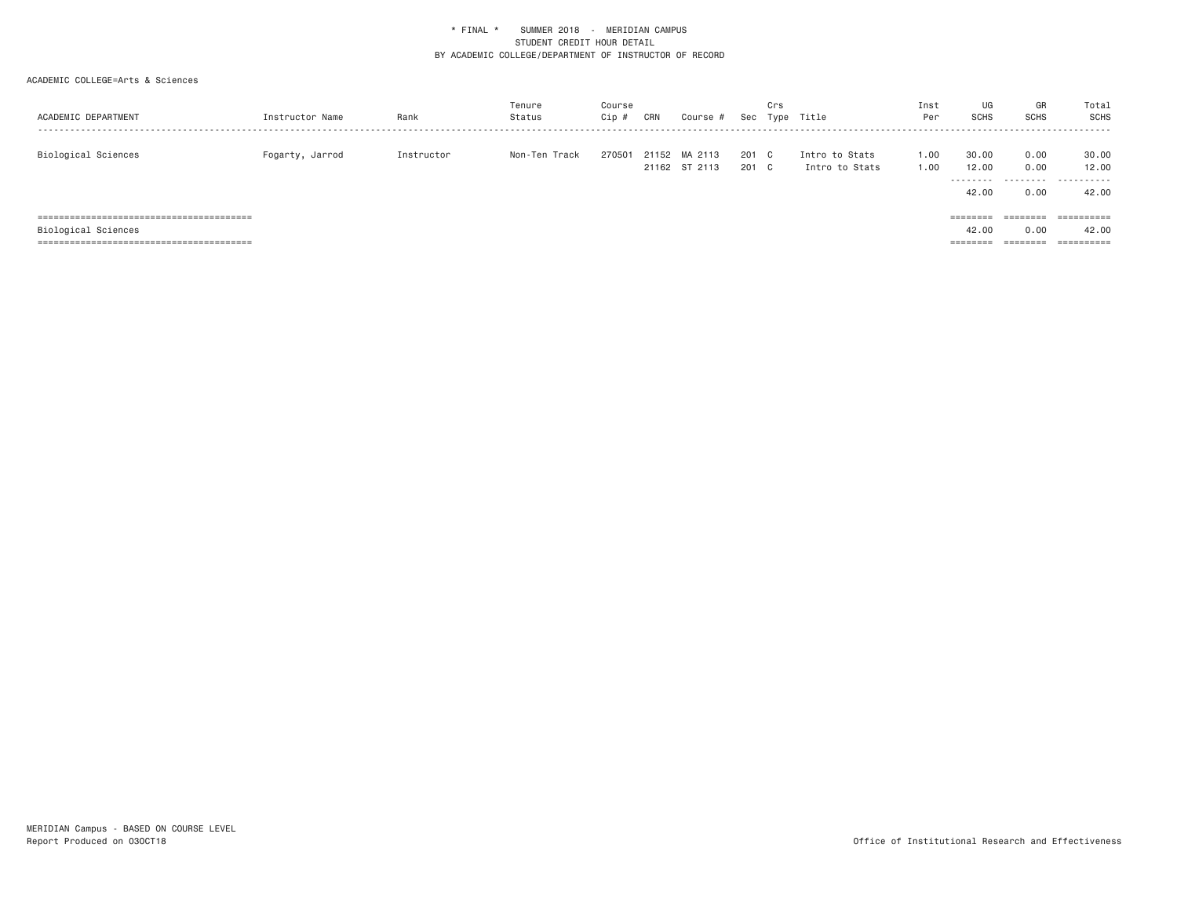* FINAL * SUMMER 2018 - MERIDIAN CAMPUS
STUDENT CREDIT HOUR DETAIL
BY ACADEMIC COLLEGE/DEPARTMENT OF INSTRUCTOR OF RECORD

ACADEMIC COLLEGE=Arts & Sciences

| ACADEMIC DEPARTMENT | Instructor Name | Rank | Tenure Status | Course Cip # | CRN | Course # | Sec | Crs Type | Title | Inst Per | UG SCHS | GR SCHS | Total SCHS |
|---|---|---|---|---|---|---|---|---|---|---|---|---|---|
| Biological Sciences | Fogarty, Jarrod | Instructor | Non-Ten Track | 270501 | 21152 | MA 2113 | 201 | C | Intro to Stats | 1.00 | 30.00 | 0.00 | 30.00 |
| | | | | | 21162 | ST 2113 | 201 | C | Intro to Stats | 1.00 | 12.00 | 0.00 | 12.00 |
| | | | | | | | | | | | 42.00 | 0.00 | 42.00 |
| Biological Sciences | | | | | | | | | | | 42.00 | 0.00 | 42.00 |

MERIDIAN Campus - BASED ON COURSE LEVEL
Report Produced on 03OCT18

Office of Institutional Research and Effectiveness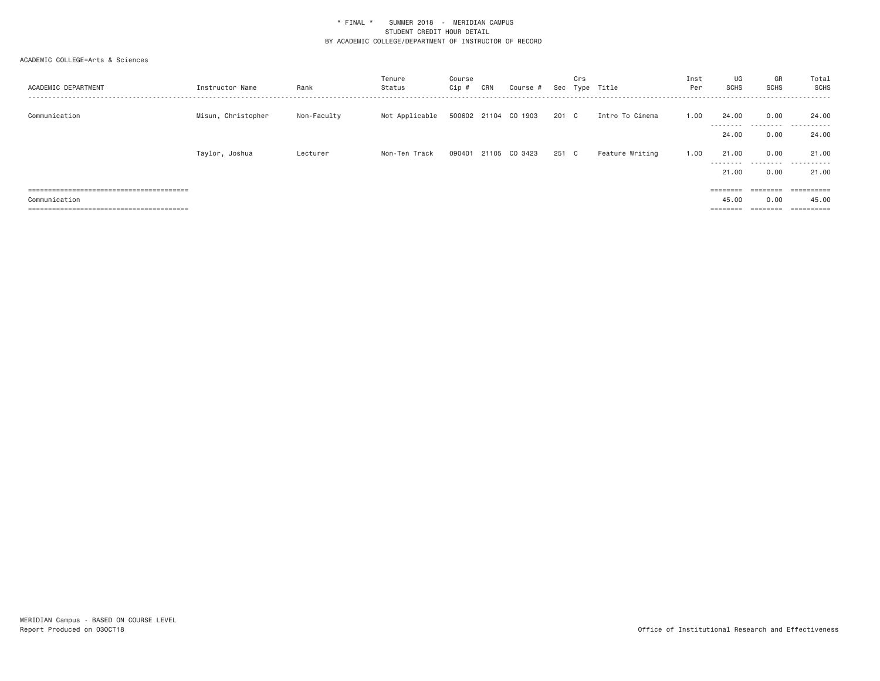\* FINAL \*    SUMMER 2018 - MERIDIAN CAMPUS

STUDENT CREDIT HOUR DETAIL

BY ACADEMIC COLLEGE/DEPARTMENT OF INSTRUCTOR OF RECORD

ACADEMIC COLLEGE=Arts & Sciences

| ACADEMIC DEPARTMENT | Instructor Name | Rank | Tenure Status | Course Cip # | CRN | Course # | Sec | Crs Type | Title | Inst Per | UG SCHS | GR SCHS | Total SCHS |
|---|---|---|---|---|---|---|---|---|---|---|---|---|---|
| Communication | Misun, Christopher | Non-Faculty | Not Applicable | 500602 | 21104 | CO 1903 | 201 | C | Intro To Cinema | 1.00 | 24.00 | 0.00 | 24.00 |
| | | | | | | | | | | | 24.00 | 0.00 | 24.00 |
| | Taylor, Joshua | Lecturer | Non-Ten Track | 090401 | 21105 | CO 3423 | 251 | C | Feature Writing | 1.00 | 21.00 | 0.00 | 21.00 |
| | | | | | | | | | | | 21.00 | 0.00 | 21.00 |
| Communication | | | | | | | | | | | 45.00 | 0.00 | 45.00 |

MERIDIAN Campus - BASED ON COURSE LEVEL

Report Produced on 03OCT18

Office of Institutional Research and Effectiveness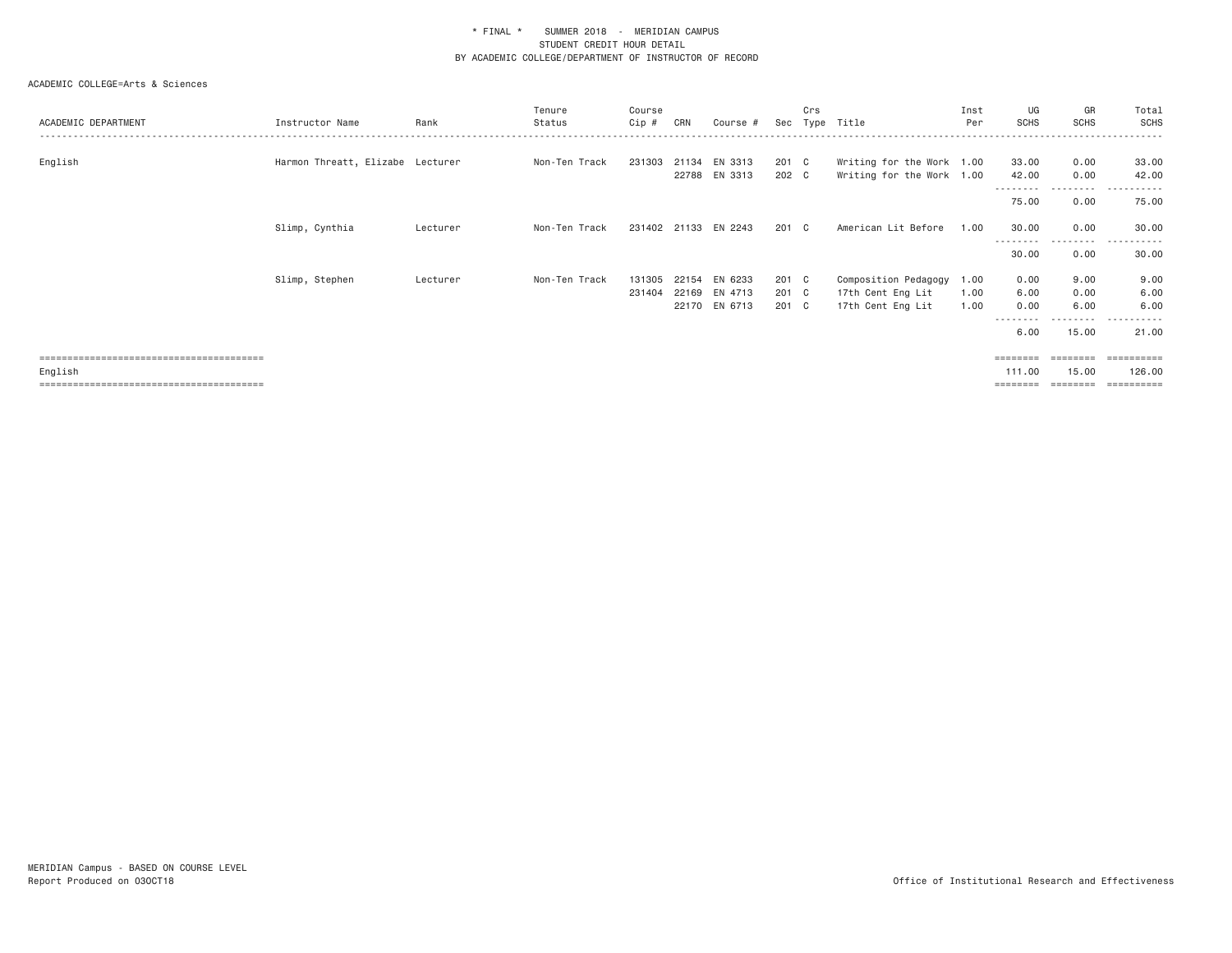\* FINAL \* SUMMER 2018 - MERIDIAN CAMPUS
STUDENT CREDIT HOUR DETAIL
BY ACADEMIC COLLEGE/DEPARTMENT OF INSTRUCTOR OF RECORD

ACADEMIC COLLEGE=Arts & Sciences

| ACADEMIC DEPARTMENT | Instructor Name | Rank | Tenure Status | Course Cip # | CRN | Course # | Sec | Crs Type | Title | Inst Per | UG SCHS | GR SCHS | Total SCHS |
|---|---|---|---|---|---|---|---|---|---|---|---|---|---|
| English | Harmon Threatt, Elizabe | Lecturer | Non-Ten Track | 231303 | 21134 | EN 3313 | 201 | C | Writing for the Work | 1.00 | 33.00 | 0.00 | 33.00 |
| | | | | | 22788 | EN 3313 | 202 | C | Writing for the Work | 1.00 | 42.00 | 0.00 | 42.00 |
| | | | | | | | | | | | 75.00 | 0.00 | 75.00 |
| | Slimp, Cynthia | Lecturer | Non-Ten Track | 231402 | 21133 | EN 2243 | 201 | C | American Lit Before | 1.00 | 30.00 | 0.00 | 30.00 |
| | | | | | | | | | | | 30.00 | 0.00 | 30.00 |
| | Slimp, Stephen | Lecturer | Non-Ten Track | 131305 | 22154 | EN 6233 | 201 | C | Composition Pedagogy | 1.00 | 0.00 | 9.00 | 9.00 |
| | | | | 231404 | 22169 | EN 4713 | 201 | C | 17th Cent Eng Lit | 1.00 | 6.00 | 0.00 | 6.00 |
| | | | | | 22170 | EN 6713 | 201 | C | 17th Cent Eng Lit | 1.00 | 0.00 | 6.00 | 6.00 |
| | | | | | | | | | | | 6.00 | 15.00 | 21.00 |
| English | | | | | | | | | | | 111.00 | 15.00 | 126.00 |

MERIDIAN Campus - BASED ON COURSE LEVEL
Report Produced on 03OCT18

Office of Institutional Research and Effectiveness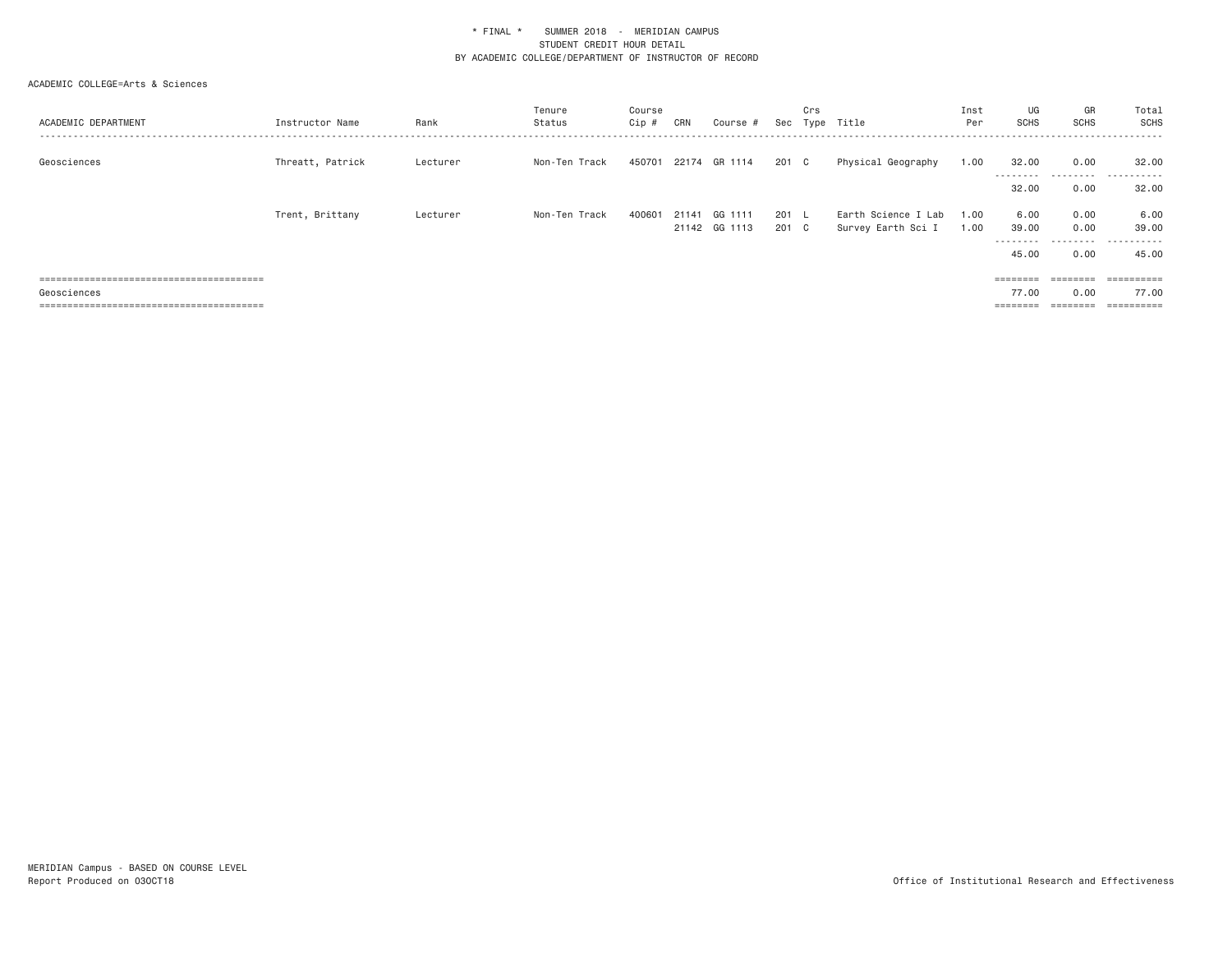\* FINAL \* SUMMER 2018 - MERIDIAN CAMPUS
STUDENT CREDIT HOUR DETAIL
BY ACADEMIC COLLEGE/DEPARTMENT OF INSTRUCTOR OF RECORD

ACADEMIC COLLEGE=Arts & Sciences

| ACADEMIC DEPARTMENT | Instructor Name | Rank | Tenure Status | Course Cip # | CRN | Course # | Sec | Crs Type | Title | Inst Per | UG SCHS | GR SCHS | Total SCHS |
|---|---|---|---|---|---|---|---|---|---|---|---|---|---|
| Geosciences | Threatt, Patrick | Lecturer | Non-Ten Track | 450701 | 22174 | GR 1114 | 201 | C | Physical Geography | 1.00 | 32.00 | 0.00 | 32.00 |
| | | | | | | | | | | | 32.00 | 0.00 | 32.00 |
| | Trent, Brittany | Lecturer | Non-Ten Track | 400601 | 21141 | GG 1111 | 201 | L | Earth Science I Lab | 1.00 | 6.00 | 0.00 | 6.00 |
| | | | | | 21142 | GG 1113 | 201 | C | Survey Earth Sci I | 1.00 | 39.00 | 0.00 | 39.00 |
| | | | | | | | | | | | 45.00 | 0.00 | 45.00 |
| Geosciences | | | | | | | | | | | 77.00 | 0.00 | 77.00 |

MERIDIAN Campus - BASED ON COURSE LEVEL
Report Produced on 03OCT18

Office of Institutional Research and Effectiveness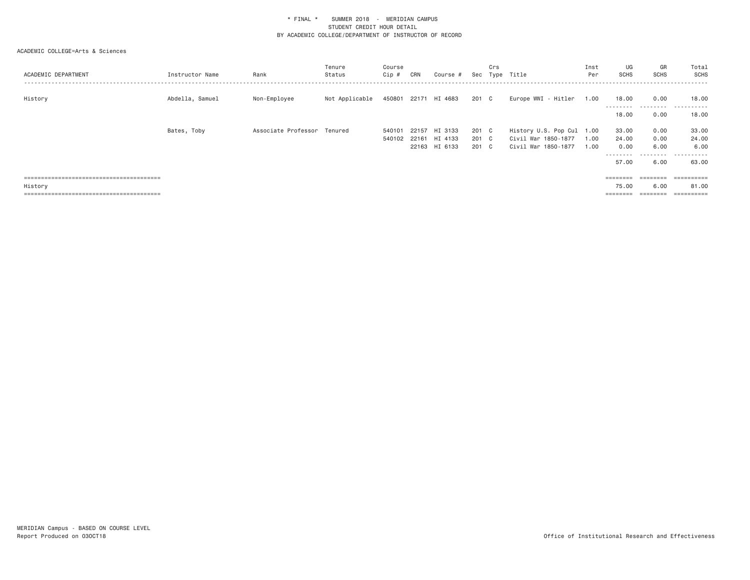\* FINAL \*    SUMMER 2018 - MERIDIAN CAMPUS
STUDENT CREDIT HOUR DETAIL
BY ACADEMIC COLLEGE/DEPARTMENT OF INSTRUCTOR OF RECORD

ACADEMIC COLLEGE=Arts & Sciences

| ACADEMIC DEPARTMENT | Instructor Name | Rank | Tenure Status | Course Cip # | CRN | Course # | Sec | Crs Type | Title | Inst Per | UG SCHS | GR SCHS | Total SCHS |
|---|---|---|---|---|---|---|---|---|---|---|---|---|---|
| History | Abdella, Samuel | Non-Employee | Not Applicable | 450801 | 22171 | HI 4683 | 201 | C | Europe WWI - Hitler | 1.00 | 18.00 | 0.00 | 18.00 |
| | | | | | | | | | | | 18.00 | 0.00 | 18.00 |
| | Bates, Toby | Associate Professor | Tenured | 540101 | 22157 | HI 3133 | 201 | C | History U.S. Pop Cul | 1.00 | 33.00 | 0.00 | 33.00 |
| | | | | 540102 | 22161 | HI 4133 | 201 | C | Civil War 1850-1877 | 1.00 | 24.00 | 0.00 | 24.00 |
| | | | | | 22163 | HI 6133 | 201 | C | Civil War 1850-1877 | 1.00 | 0.00 | 6.00 | 6.00 |
| | | | | | | | | | | | 57.00 | 6.00 | 63.00 |
| History | | | | | | | | | | | 75.00 | 6.00 | 81.00 |

MERIDIAN Campus - BASED ON COURSE LEVEL
Report Produced on 03OCT18

Office of Institutional Research and Effectiveness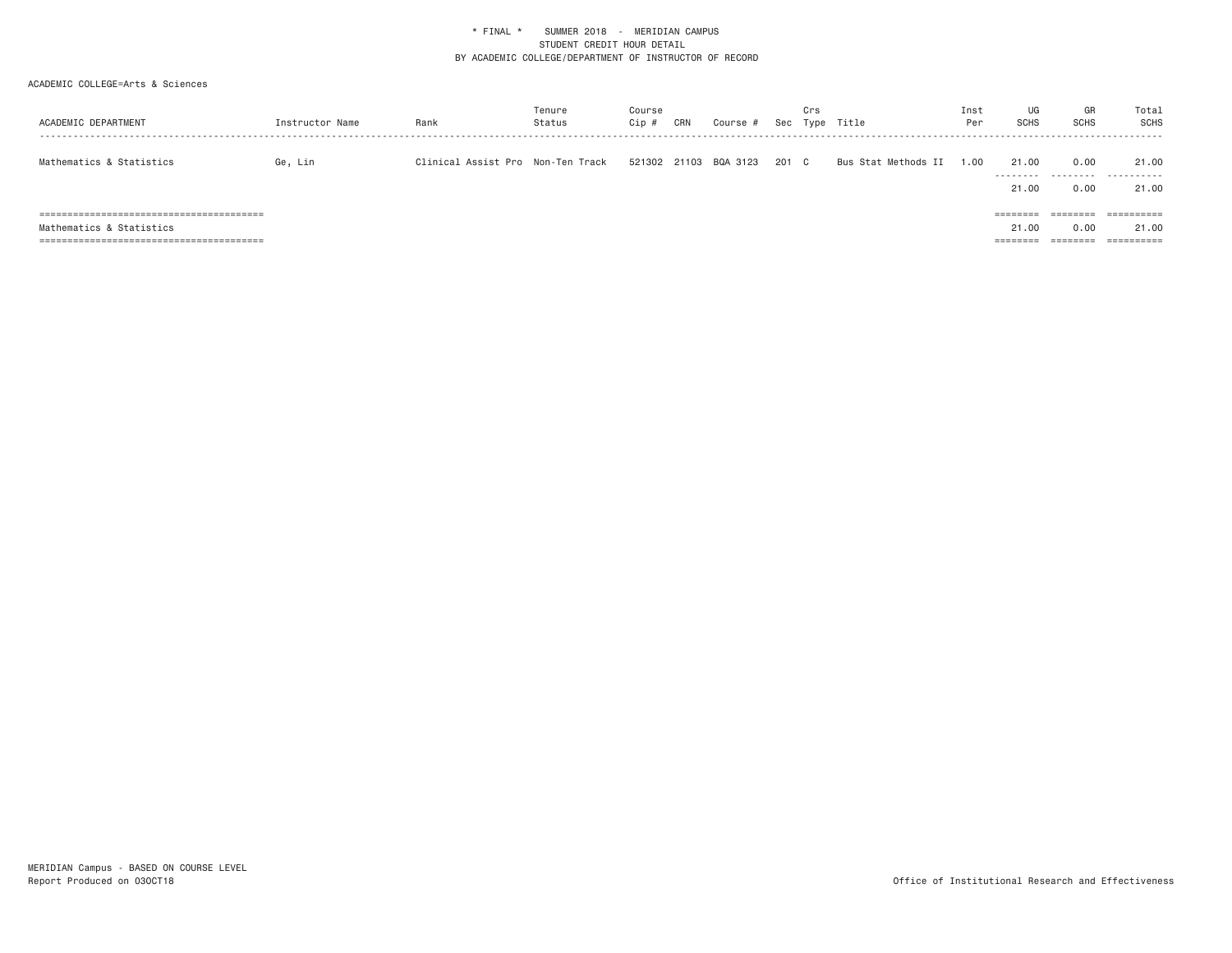\* FINAL \*    SUMMER 2018 - MERIDIAN CAMPUS
STUDENT CREDIT HOUR DETAIL
BY ACADEMIC COLLEGE/DEPARTMENT OF INSTRUCTOR OF RECORD

ACADEMIC COLLEGE=Arts & Sciences

| ACADEMIC DEPARTMENT | Instructor Name | Rank | Tenure Status | Course Cip # | CRN | Course # | Sec | Crs Type | Title | Inst Per | UG SCHS | GR SCHS | Total SCHS |
|---|---|---|---|---|---|---|---|---|---|---|---|---|---|
| Mathematics & Statistics | Ge, Lin | Clinical Assist Pro | Non-Ten Track | 521302 | 21103 | BQA 3123 | 201 | C | Bus Stat Methods II | 1.00 | 21.00 | 0.00 | 21.00 |
| | | | | | | | | | | | 21.00 | 0.00 | 21.00 |
| Mathematics & Statistics | | | | | | | | | | | 21.00 | 0.00 | 21.00 |

MERIDIAN Campus - BASED ON COURSE LEVEL
Report Produced on 03OCT18

Office of Institutional Research and Effectiveness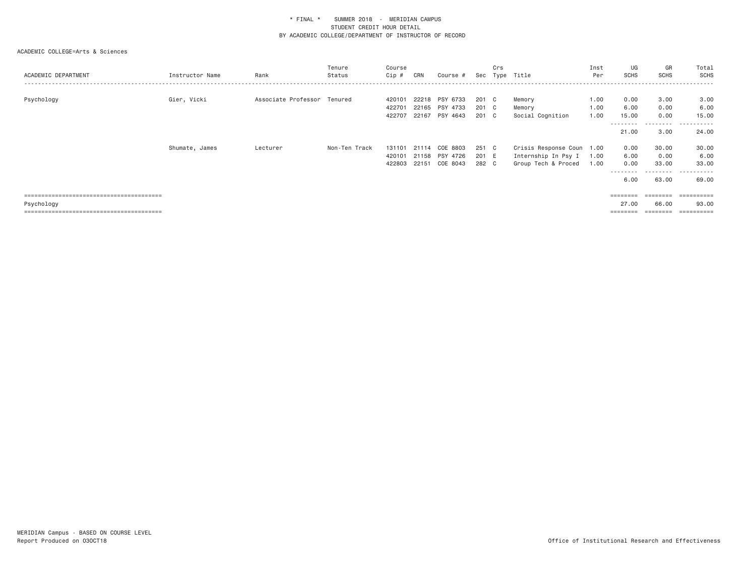* FINAL * SUMMER 2018 - MERIDIAN CAMPUS
STUDENT CREDIT HOUR DETAIL
BY ACADEMIC COLLEGE/DEPARTMENT OF INSTRUCTOR OF RECORD

ACADEMIC COLLEGE=Arts & Sciences

| ACADEMIC DEPARTMENT | Instructor Name | Rank | Tenure Status | Course Cip # | CRN | Course # | Sec | Crs Type | Title | Inst Per | UG SCHS | GR SCHS | Total SCHS |
|---|---|---|---|---|---|---|---|---|---|---|---|---|---|
| Psychology | Gier, Vicki | Associate Professor | Tenured | 420101 | 22218 | PSY 6733 | 201 | C | Memory | 1.00 | 0.00 | 3.00 | 3.00 |
| | | | | 422701 | 22165 | PSY 4733 | 201 | C | Memory | 1.00 | 6.00 | 0.00 | 6.00 |
| | | | | 422707 | 22167 | PSY 4643 | 201 | C | Social Cognition | 1.00 | 15.00 | 0.00 | 15.00 |
| | | | | | | | | | | | 21.00 | 3.00 | 24.00 |
| | Shumate, James | Lecturer | Non-Ten Track | 131101 | 21114 | COE 8803 | 251 | C | Crisis Response Coun | 1.00 | 0.00 | 30.00 | 30.00 |
| | | | | 420101 | 21158 | PSY 4726 | 201 | E | Internship In Psy I | 1.00 | 6.00 | 0.00 | 6.00 |
| | | | | 422803 | 22151 | COE 8043 | 282 | C | Group Tech & Proced | 1.00 | 0.00 | 33.00 | 33.00 |
| | | | | | | | | | | | 6.00 | 63.00 | 69.00 |
| Psychology | | | | | | | | | | | 27.00 | 66.00 | 93.00 |

MERIDIAN Campus - BASED ON COURSE LEVEL
Report Produced on 03OCT18

Office of Institutional Research and Effectiveness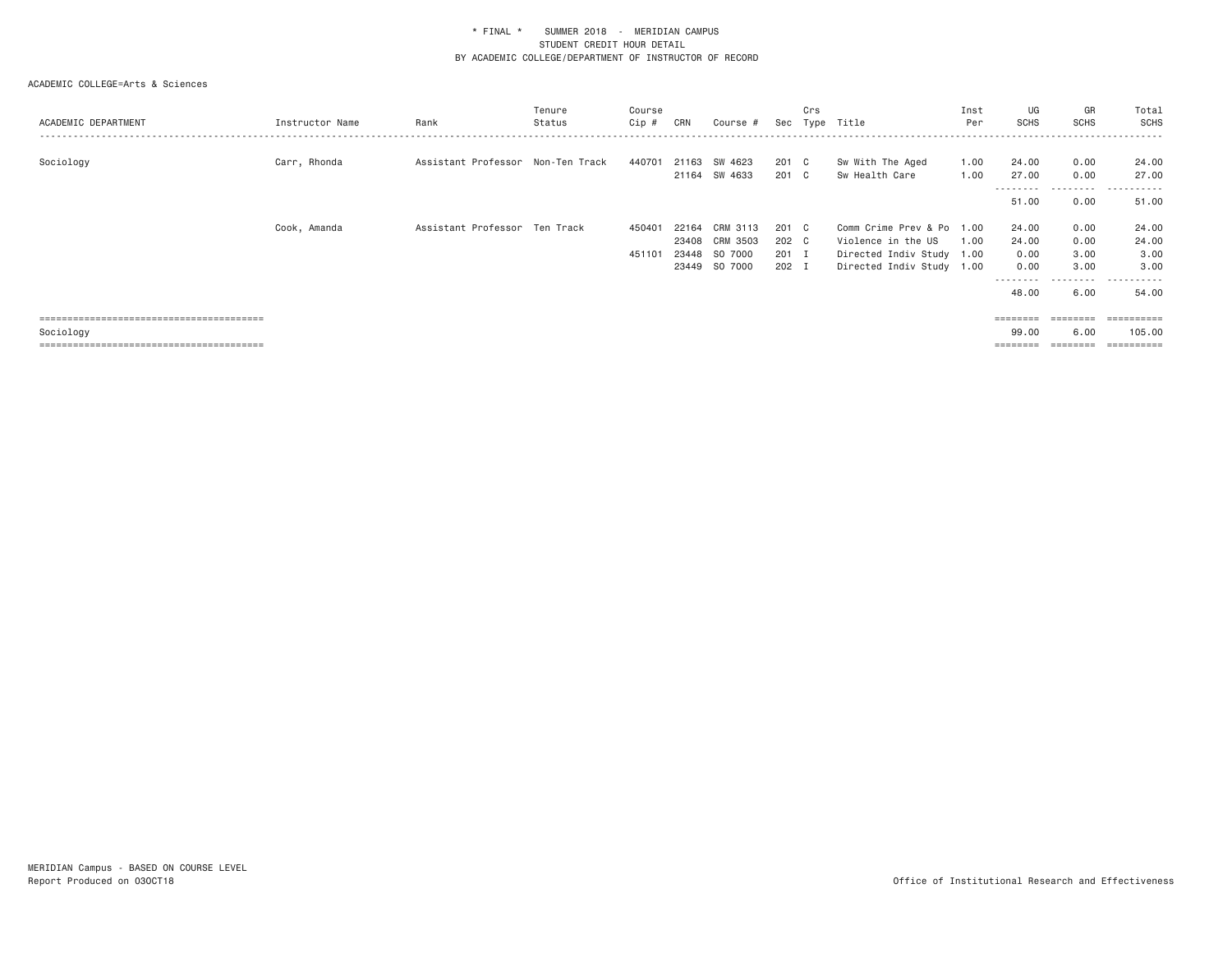\* FINAL \* SUMMER 2018 - MERIDIAN CAMPUS
STUDENT CREDIT HOUR DETAIL
BY ACADEMIC COLLEGE/DEPARTMENT OF INSTRUCTOR OF RECORD

ACADEMIC COLLEGE=Arts & Sciences

| ACADEMIC DEPARTMENT | Instructor Name | Rank | Tenure Status | Course Cip # | CRN | Course # | Sec | Crs Type | Title | Inst Per | UG SCHS | GR SCHS | Total SCHS |
|---|---|---|---|---|---|---|---|---|---|---|---|---|---|
| Sociology | Carr, Rhonda | Assistant Professor | Non-Ten Track | 440701 | 21163 | SW 4623 | 201 | C | Sw With The Aged | 1.00 | 24.00 | 0.00 | 24.00 |
| | | | | | 21164 | SW 4633 | 201 | C | Sw Health Care | 1.00 | 27.00 | 0.00 | 27.00 |
| | | | | | | | | | | | 51.00 | 0.00 | 51.00 |
| | Cook, Amanda | Assistant Professor | Ten Track | 450401 | 22164 | CRM 3113 | 201 | C | Comm Crime Prev & Po | 1.00 | 24.00 | 0.00 | 24.00 |
| | | | | | 23408 | CRM 3503 | 202 | C | Violence in the US | 1.00 | 24.00 | 0.00 | 24.00 |
| | | | | 451101 | 23448 | SO 7000 | 201 | I | Directed Indiv Study | 1.00 | 0.00 | 3.00 | 3.00 |
| | | | | | 23449 | SO 7000 | 202 | I | Directed Indiv Study | 1.00 | 0.00 | 3.00 | 3.00 |
| | | | | | | | | | | | 48.00 | 6.00 | 54.00 |
| Sociology | | | | | | | | | | | 99.00 | 6.00 | 105.00 |

MERIDIAN Campus - BASED ON COURSE LEVEL
Report Produced on 03OCT18

Office of Institutional Research and Effectiveness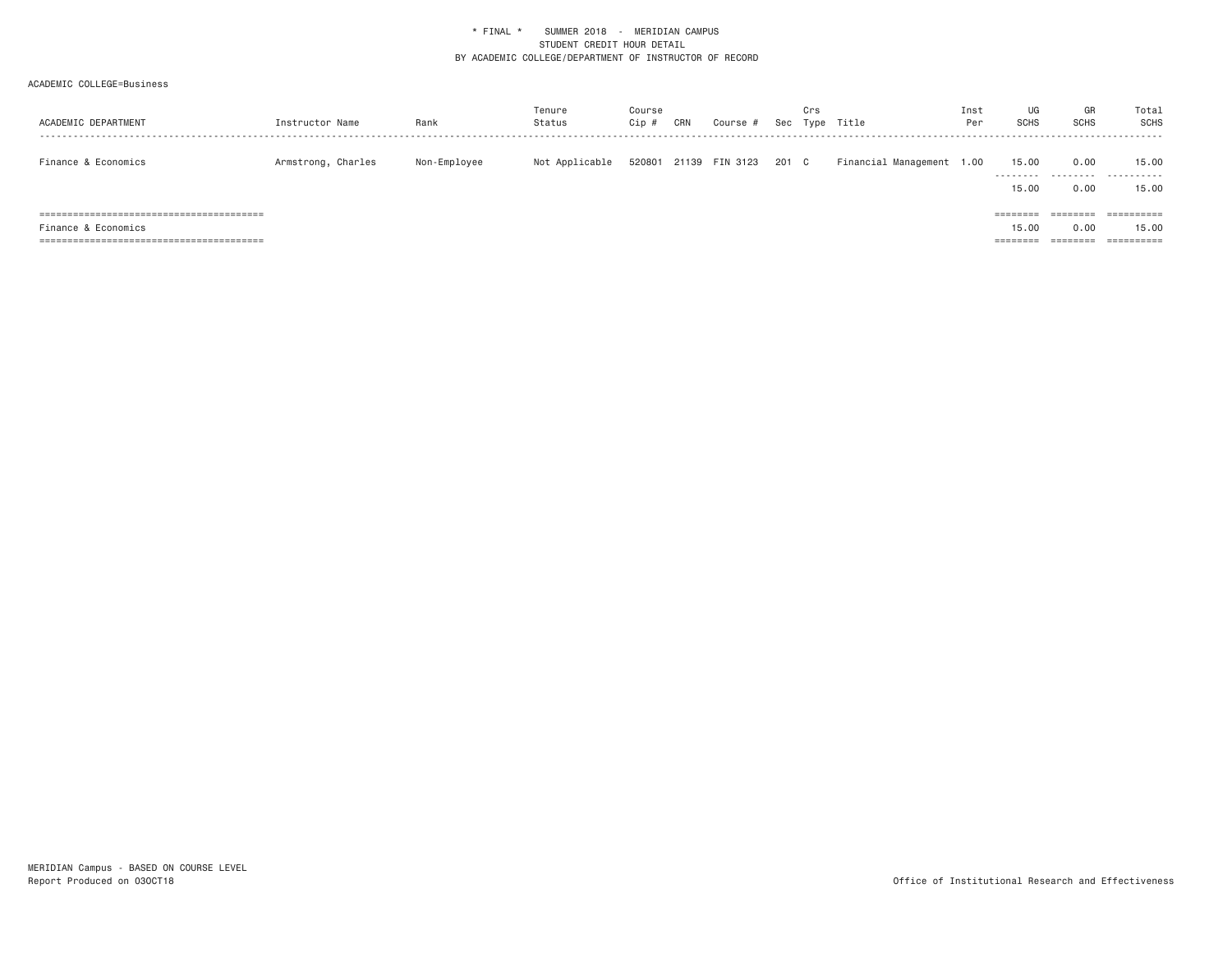\* FINAL \* SUMMER 2018 - MERIDIAN CAMPUS

STUDENT CREDIT HOUR DETAIL

BY ACADEMIC COLLEGE/DEPARTMENT OF INSTRUCTOR OF RECORD

ACADEMIC COLLEGE=Business

| ACADEMIC DEPARTMENT | Instructor Name | Rank | Tenure Status | Course Cip # | CRN | Course # | Sec | Crs Type | Title | Inst Per | UG SCHS | GR SCHS | Total SCHS |
|---|---|---|---|---|---|---|---|---|---|---|---|---|---|
| Finance & Economics | Armstrong, Charles | Non-Employee | Not Applicable | 520801 | 21139 | FIN 3123 | 201 | C | Financial Management | 1.00 | 15.00 | 0.00 | 15.00 |
| | | | | | | | | | | | 15.00 | 0.00 | 15.00 |
| Finance & Economics | | | | | | | | | | | 15.00 | 0.00 | 15.00 |

MERIDIAN Campus - BASED ON COURSE LEVEL

Report Produced on 03OCT18

Office of Institutional Research and Effectiveness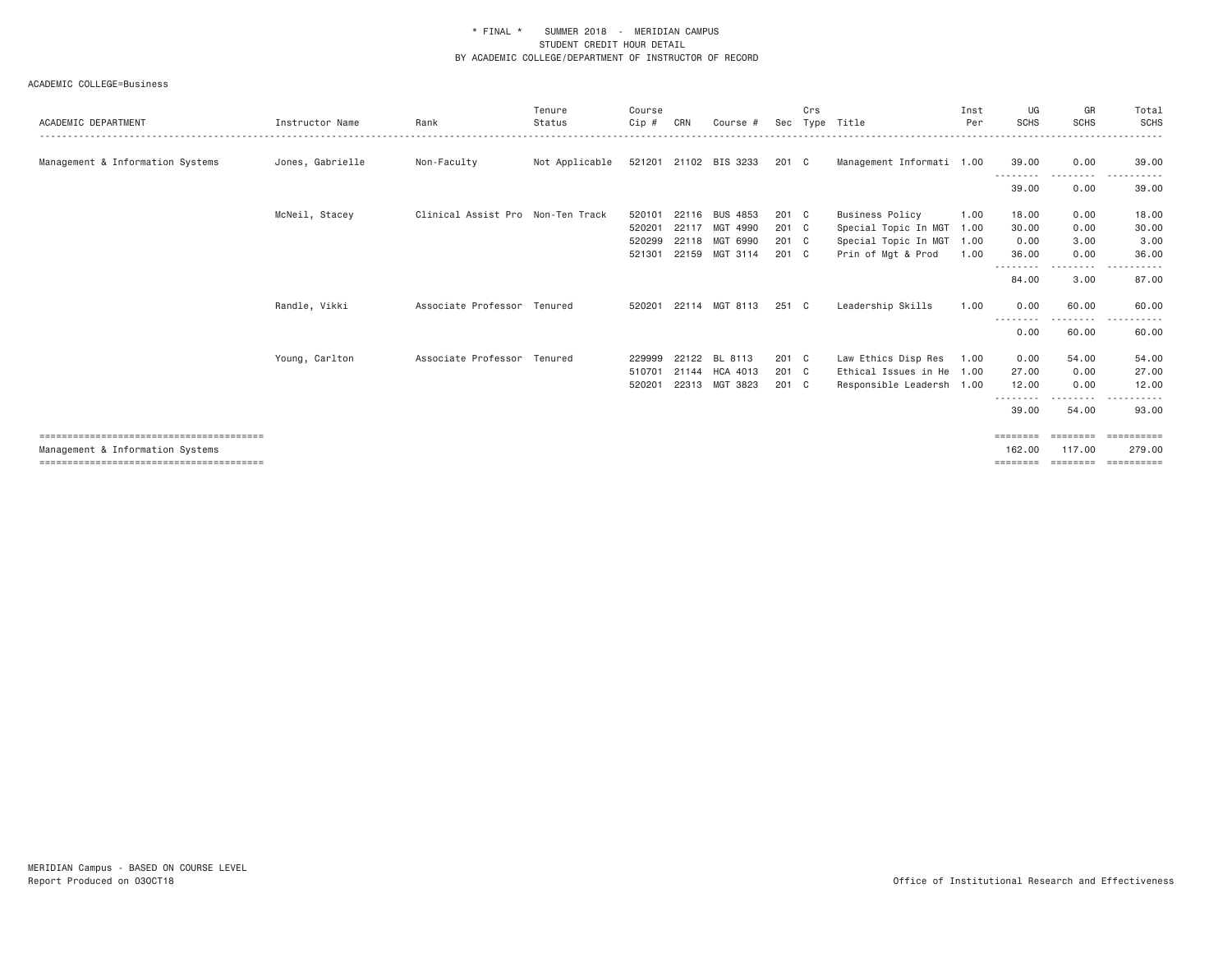\* FINAL \* SUMMER 2018 - MERIDIAN CAMPUS
STUDENT CREDIT HOUR DETAIL
BY ACADEMIC COLLEGE/DEPARTMENT OF INSTRUCTOR OF RECORD

ACADEMIC COLLEGE=Business

| ACADEMIC DEPARTMENT | Instructor Name | Rank | Tenure Status | Course Cip # | CRN | Course # | Sec | Crs Type | Title | Inst Per | UG SCHS | GR SCHS | Total SCHS |
|---|---|---|---|---|---|---|---|---|---|---|---|---|---|
| Management & Information Systems | Jones, Gabrielle | Non-Faculty | Not Applicable | 521201 | 21102 | BIS 3233 | 201 | C | Management Informati | 1.00 | 39.00 | 0.00 | 39.00 |
| | | | | | | | | | | | 39.00 | 0.00 | 39.00 |
| | McNeil, Stacey | Clinical Assist Pro | Non-Ten Track | 520101 | 22116 | BUS 4853 | 201 | C | Business Policy | 1.00 | 18.00 | 0.00 | 18.00 |
| | | | | 520201 | 22117 | MGT 4990 | 201 | C | Special Topic In MGT | 1.00 | 30.00 | 0.00 | 30.00 |
| | | | | 520299 | 22118 | MGT 6990 | 201 | C | Special Topic In MGT | 1.00 | 0.00 | 3.00 | 3.00 |
| | | | | 521301 | 22159 | MGT 3114 | 201 | C | Prin of Mgt & Prod | 1.00 | 36.00 | 0.00 | 36.00 |
| | | | | | | | | | | | 84.00 | 3.00 | 87.00 |
| | Randle, Vikki | Associate Professor | Tenured | 520201 | 22114 | MGT 8113 | 251 | C | Leadership Skills | 1.00 | 0.00 | 60.00 | 60.00 |
| | | | | | | | | | | | 0.00 | 60.00 | 60.00 |
| | Young, Carlton | Associate Professor | Tenured | 229999 | 22122 | BL 8113 | 201 | C | Law Ethics Disp Res | 1.00 | 0.00 | 54.00 | 54.00 |
| | | | | 510701 | 21144 | HCA 4013 | 201 | C | Ethical Issues in He | 1.00 | 27.00 | 0.00 | 27.00 |
| | | | | 520201 | 22313 | MGT 3823 | 201 | C | Responsible Leadersh | 1.00 | 12.00 | 0.00 | 12.00 |
| | | | | | | | | | | | 39.00 | 54.00 | 93.00 |
| Management & Information Systems | | | | | | | | | | | 162.00 | 117.00 | 279.00 |

MERIDIAN Campus - BASED ON COURSE LEVEL
Report Produced on 03OCT18

Office of Institutional Research and Effectiveness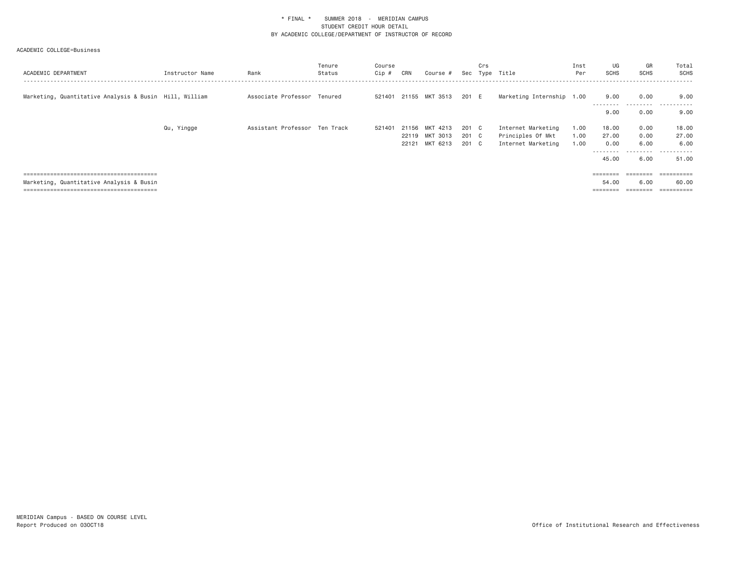\* FINAL \* SUMMER 2018 - MERIDIAN CAMPUS
STUDENT CREDIT HOUR DETAIL
BY ACADEMIC COLLEGE/DEPARTMENT OF INSTRUCTOR OF RECORD

ACADEMIC COLLEGE=Business

| ACADEMIC DEPARTMENT | Instructor Name | Rank | Tenure Status | Course Cip # | CRN | Course # | Sec | Crs Type | Title | Inst Per | UG SCHS | GR SCHS | Total SCHS |
|---|---|---|---|---|---|---|---|---|---|---|---|---|---|
| Marketing, Quantitative Analysis & Busin | Hill, William | Associate Professor | Tenured | 521401 | 21155 | MKT 3513 | 201 | E | Marketing Internship | 1.00 | 9.00 | 0.00 | 9.00 |
| | | | | | | | | | | | 9.00 | 0.00 | 9.00 |
| | Qu, Yingge | Assistant Professor | Ten Track | 521401 | 21156 | MKT 4213 | 201 | C | Internet Marketing | 1.00 | 18.00 | 0.00 | 18.00 |
| | | | | | 22119 | MKT 3013 | 201 | C | Principles Of Mkt | 1.00 | 27.00 | 0.00 | 27.00 |
| | | | | | 22121 | MKT 6213 | 201 | C | Internet Marketing | 1.00 | 0.00 | 6.00 | 6.00 |
| | | | | | | | | | | | 45.00 | 6.00 | 51.00 |
| Marketing, Quantitative Analysis & Busin | | | | | | | | | | | 54.00 | 6.00 | 60.00 |

MERIDIAN Campus - BASED ON COURSE LEVEL
Report Produced on 03OCT18

Office of Institutional Research and Effectiveness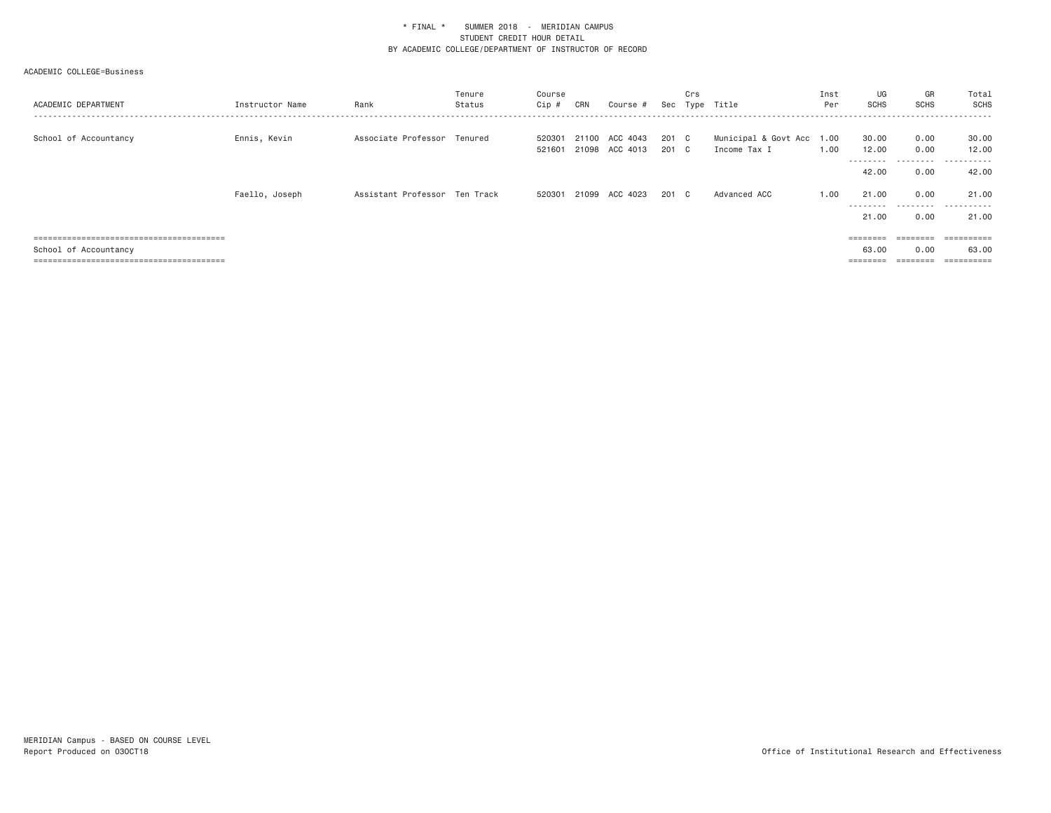\* FINAL \*    SUMMER 2018 - MERIDIAN CAMPUS
STUDENT CREDIT HOUR DETAIL
BY ACADEMIC COLLEGE/DEPARTMENT OF INSTRUCTOR OF RECORD

ACADEMIC COLLEGE=Business

| ACADEMIC DEPARTMENT | Instructor Name | Rank | Tenure Status | Course Cip # | CRN | Course # | Sec | Crs Type | Title | Inst Per | UG SCHS | GR SCHS | Total SCHS |
|---|---|---|---|---|---|---|---|---|---|---|---|---|---|
| School of Accountancy | Ennis, Kevin | Associate Professor | Tenured | 520301 | 21100 | ACC 4043 | 201 | C | Municipal & Govt Acc | 1.00 | 30.00 | 0.00 | 30.00 |
| | | | | 521601 | 21098 | ACC 4013 | 201 | C | Income Tax I | 1.00 | 12.00 | 0.00 | 12.00 |
| | | | | | | | | | | | 42.00 | 0.00 | 42.00 |
| | Faello, Joseph | Assistant Professor | Ten Track | 520301 | 21099 | ACC 4023 | 201 | C | Advanced ACC | 1.00 | 21.00 | 0.00 | 21.00 |
| | | | | | | | | | | | 21.00 | 0.00 | 21.00 |
| School of Accountancy | | | | | | | | | | | 63.00 | 0.00 | 63.00 |

MERIDIAN Campus - BASED ON COURSE LEVEL
Report Produced on 03OCT18

Office of Institutional Research and Effectiveness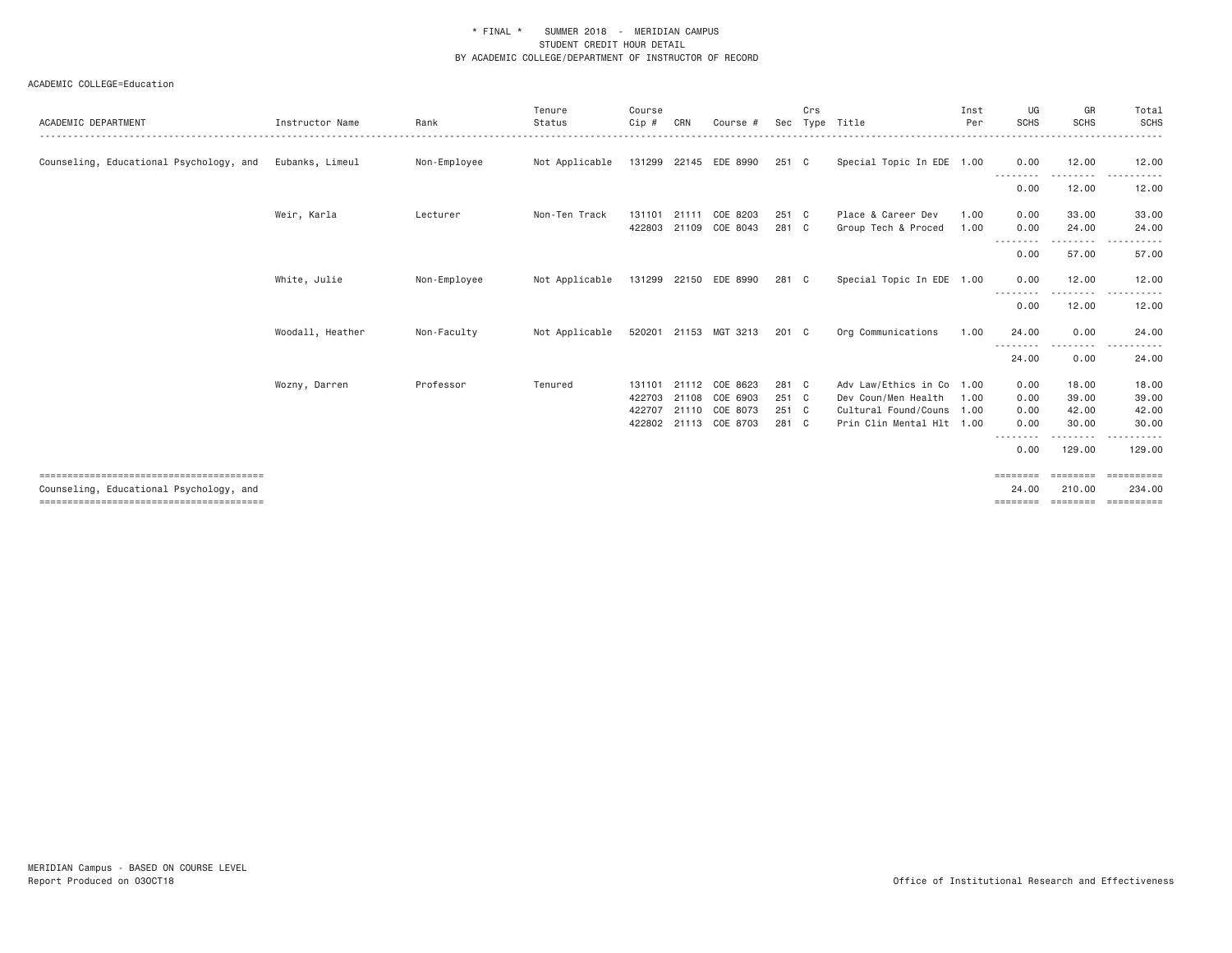\* FINAL \*    SUMMER 2018  -  MERIDIAN CAMPUS
STUDENT CREDIT HOUR DETAIL
BY ACADEMIC COLLEGE/DEPARTMENT OF INSTRUCTOR OF RECORD

ACADEMIC COLLEGE=Education

| ACADEMIC DEPARTMENT | Instructor Name | Rank | Tenure Status | Course Cip # | CRN | Course # | Sec | Crs Type | Title | Inst Per | UG SCHS | GR SCHS | Total SCHS |
|---|---|---|---|---|---|---|---|---|---|---|---|---|---|
| Counseling, Educational Psychology, and | Eubanks, Limeul | Non-Employee | Not Applicable | 131299 | 22145 | EDE 8990 | 251 | C | Special Topic In EDE | 1.00 | 0.00 | 12.00 | 12.00 |
| | | | | | | | | | | | 0.00 | 12.00 | 12.00 |
| | Weir, Karla | Lecturer | Non-Ten Track | 131101 | 21111 | COE 8203 | 251 | C | Place & Career Dev | 1.00 | 0.00 | 33.00 | 33.00 |
| | | | | 422803 | 21109 | COE 8043 | 281 | C | Group Tech & Proced | 1.00 | 0.00 | 24.00 | 24.00 |
| | | | | | | | | | | | 0.00 | 57.00 | 57.00 |
| | White, Julie | Non-Employee | Not Applicable | 131299 | 22150 | EDE 8990 | 281 | C | Special Topic In EDE | 1.00 | 0.00 | 12.00 | 12.00 |
| | | | | | | | | | | | 0.00 | 12.00 | 12.00 |
| | Woodall, Heather | Non-Faculty | Not Applicable | 520201 | 21153 | MGT 3213 | 201 | C | Org Communications | 1.00 | 24.00 | 0.00 | 24.00 |
| | | | | | | | | | | | 24.00 | 0.00 | 24.00 |
| | Wozny, Darren | Professor | Tenured | 131101 | 21112 | COE 8623 | 281 | C | Adv Law/Ethics in Co | 1.00 | 0.00 | 18.00 | 18.00 |
| | | | | 422703 | 21108 | COE 6903 | 251 | C | Dev Coun/Men Health | 1.00 | 0.00 | 39.00 | 39.00 |
| | | | | 422707 | 21110 | COE 8073 | 251 | C | Cultural Found/Couns | 1.00 | 0.00 | 42.00 | 42.00 |
| | | | | 422802 | 21113 | COE 8703 | 281 | C | Prin Clin Mental Hlt | 1.00 | 0.00 | 30.00 | 30.00 |
| | | | | | | | | | | | 0.00 | 129.00 | 129.00 |
| Counseling, Educational Psychology, and | | | | | | | | | | | 24.00 | 210.00 | 234.00 |

MERIDIAN Campus - BASED ON COURSE LEVEL
Report Produced on 03OCT18

Office of Institutional Research and Effectiveness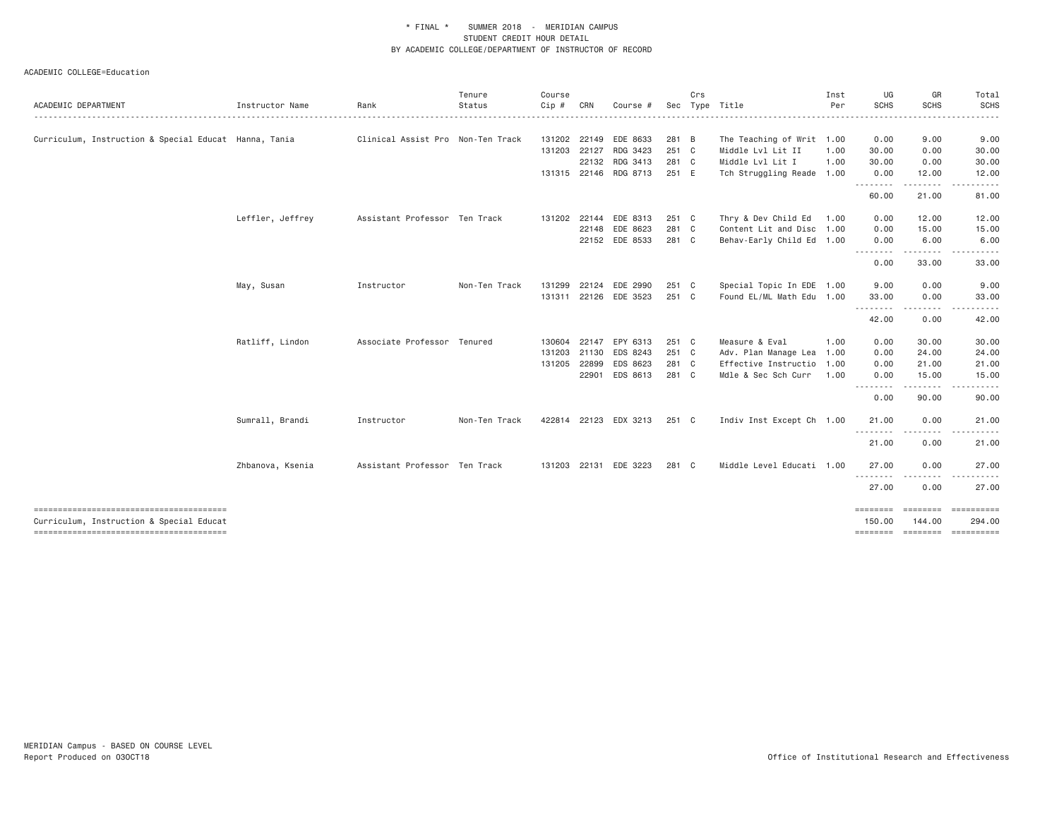\* FINAL \* SUMMER 2018 - MERIDIAN CAMPUS
STUDENT CREDIT HOUR DETAIL
BY ACADEMIC COLLEGE/DEPARTMENT OF INSTRUCTOR OF RECORD

ACADEMIC COLLEGE=Education

| ACADEMIC DEPARTMENT | Instructor Name | Rank | Tenure Status | Course Cip # | CRN | Course # | Sec | Crs Type | Title | Inst Per | UG SCHS | GR SCHS | Total SCHS |
|---|---|---|---|---|---|---|---|---|---|---|---|---|---|
| Curriculum, Instruction & Special Educat | Hanna, Tania | Clinical Assist Pro | Non-Ten Track | 131202 | 22149 | EDE 8633 | 281 | B | The Teaching of Writ | 1.00 | 0.00 | 9.00 | 9.00 |
| | | | | 131203 | 22127 | RDG 3423 | 251 | C | Middle Lvl Lit II | 1.00 | 30.00 | 0.00 | 30.00 |
| | | | | | 22132 | RDG 3413 | 281 | C | Middle Lvl Lit I | 1.00 | 30.00 | 0.00 | 30.00 |
| | | | | 131315 | 22146 | RDG 8713 | 251 | E | Tch Struggling Reade | 1.00 | 0.00 | 12.00 | 12.00 |
| | | | | | | | | | | | 60.00 | 21.00 | 81.00 |
| | Leffler, Jeffrey | Assistant Professor | Ten Track | 131202 | 22144 | EDE 8313 | 251 | C | Thry & Dev Child Ed | 1.00 | 0.00 | 12.00 | 12.00 |
| | | | | | 22148 | EDE 8623 | 281 | C | Content Lit and Disc | 1.00 | 0.00 | 15.00 | 15.00 |
| | | | | | 22152 | EDE 8533 | 281 | C | Behav-Early Child Ed | 1.00 | 0.00 | 6.00 | 6.00 |
| | | | | | | | | | | | 0.00 | 33.00 | 33.00 |
| | May, Susan | Instructor | Non-Ten Track | 131299 | 22124 | EDE 2990 | 251 | C | Special Topic In EDE | 1.00 | 9.00 | 0.00 | 9.00 |
| | | | | 131311 | 22126 | EDE 3523 | 251 | C | Found EL/ML Math Edu | 1.00 | 33.00 | 0.00 | 33.00 |
| | | | | | | | | | | | 42.00 | 0.00 | 42.00 |
| | Ratliff, Lindon | Associate Professor | Tenured | 130604 | 22147 | EPY 6313 | 251 | C | Measure & Eval | 1.00 | 0.00 | 30.00 | 30.00 |
| | | | | 131203 | 21130 | EDS 8243 | 251 | C | Adv. Plan Manage Lea | 1.00 | 0.00 | 24.00 | 24.00 |
| | | | | 131205 | 22899 | EDS 8623 | 281 | C | Effective Instructio | 1.00 | 0.00 | 21.00 | 21.00 |
| | | | | | 22901 | EDS 8613 | 281 | C | Mdle & Sec Sch Curr | 1.00 | 0.00 | 15.00 | 15.00 |
| | | | | | | | | | | | 0.00 | 90.00 | 90.00 |
| | Sumrall, Brandi | Instructor | Non-Ten Track | 422814 | 22123 | EDX 3213 | 251 | C | Indiv Inst Except Ch | 1.00 | 21.00 | 0.00 | 21.00 |
| | | | | | | | | | | | 21.00 | 0.00 | 21.00 |
| | Zhbanova, Ksenia | Assistant Professor | Ten Track | 131203 | 22131 | EDE 3223 | 281 | C | Middle Level Educati | 1.00 | 27.00 | 0.00 | 27.00 |
| | | | | | | | | | | | 27.00 | 0.00 | 27.00 |
| Curriculum, Instruction & Special Educat | | | | | | | | | | | 150.00 | 144.00 | 294.00 |

MERIDIAN Campus - BASED ON COURSE LEVEL
Report Produced on 03OCT18

Office of Institutional Research and Effectiveness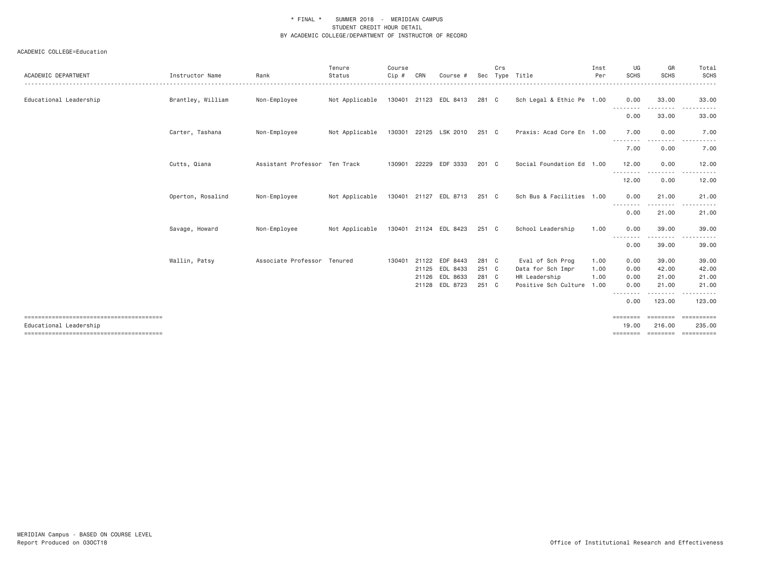\* FINAL \* SUMMER 2018 - MERIDIAN CAMPUS
STUDENT CREDIT HOUR DETAIL
BY ACADEMIC COLLEGE/DEPARTMENT OF INSTRUCTOR OF RECORD

ACADEMIC COLLEGE=Education

| ACADEMIC DEPARTMENT | Instructor Name | Rank | Tenure Status | Course Cip # | CRN | Course # | Sec | Crs Type | Title | Inst Per | UG SCHS | GR SCHS | Total SCHS |
|---|---|---|---|---|---|---|---|---|---|---|---|---|---|
| Educational Leadership | Brantley, William | Non-Employee | Not Applicable | 130401 | 21123 | EDL 8413 | 281 | C | Sch Legal & Ethic Pe | 1.00 | 0.00 | 33.00 | 33.00 |
| | | | | | | | | | | | 0.00 | 33.00 | 33.00 |
| | Carter, Tashana | Non-Employee | Not Applicable | 130301 | 22125 | LSK 2010 | 251 | C | Praxis: Acad Core En | 1.00 | 7.00 | 0.00 | 7.00 |
| | | | | | | | | | | | 7.00 | 0.00 | 7.00 |
| | Cutts, Qiana | Assistant Professor | Ten Track | 130901 | 22229 | EDF 3333 | 201 | C | Social Foundation Ed | 1.00 | 12.00 | 0.00 | 12.00 |
| | | | | | | | | | | | 12.00 | 0.00 | 12.00 |
| | Operton, Rosalind | Non-Employee | Not Applicable | 130401 | 21127 | EDL 8713 | 251 | C | Sch Bus & Facilities | 1.00 | 0.00 | 21.00 | 21.00 |
| | | | | | | | | | | | 0.00 | 21.00 | 21.00 |
| | Savage, Howard | Non-Employee | Not Applicable | 130401 | 21124 | EDL 8423 | 251 | C | School Leadership | 1.00 | 0.00 | 39.00 | 39.00 |
| | | | | | | | | | | | 0.00 | 39.00 | 39.00 |
| | Wallin, Patsy | Associate Professor | Tenured | 130401 | 21122 | EDF 8443 | 281 | C | Eval of Sch Prog | 1.00 | 0.00 | 39.00 | 39.00 |
| | | | | | 21125 | EDL 8433 | 251 | C | Data for Sch Impr | 1.00 | 0.00 | 42.00 | 42.00 |
| | | | | | 21126 | EDL 8633 | 281 | C | HR Leadership | 1.00 | 0.00 | 21.00 | 21.00 |
| | | | | | 21128 | EDL 8723 | 251 | C | Positive Sch Culture | 1.00 | 0.00 | 21.00 | 21.00 |
| | | | | | | | | | | | 0.00 | 123.00 | 123.00 |
| Educational Leadership | | | | | | | | | | | 19.00 | 216.00 | 235.00 |

MERIDIAN Campus - BASED ON COURSE LEVEL
Report Produced on 03OCT18

Office of Institutional Research and Effectiveness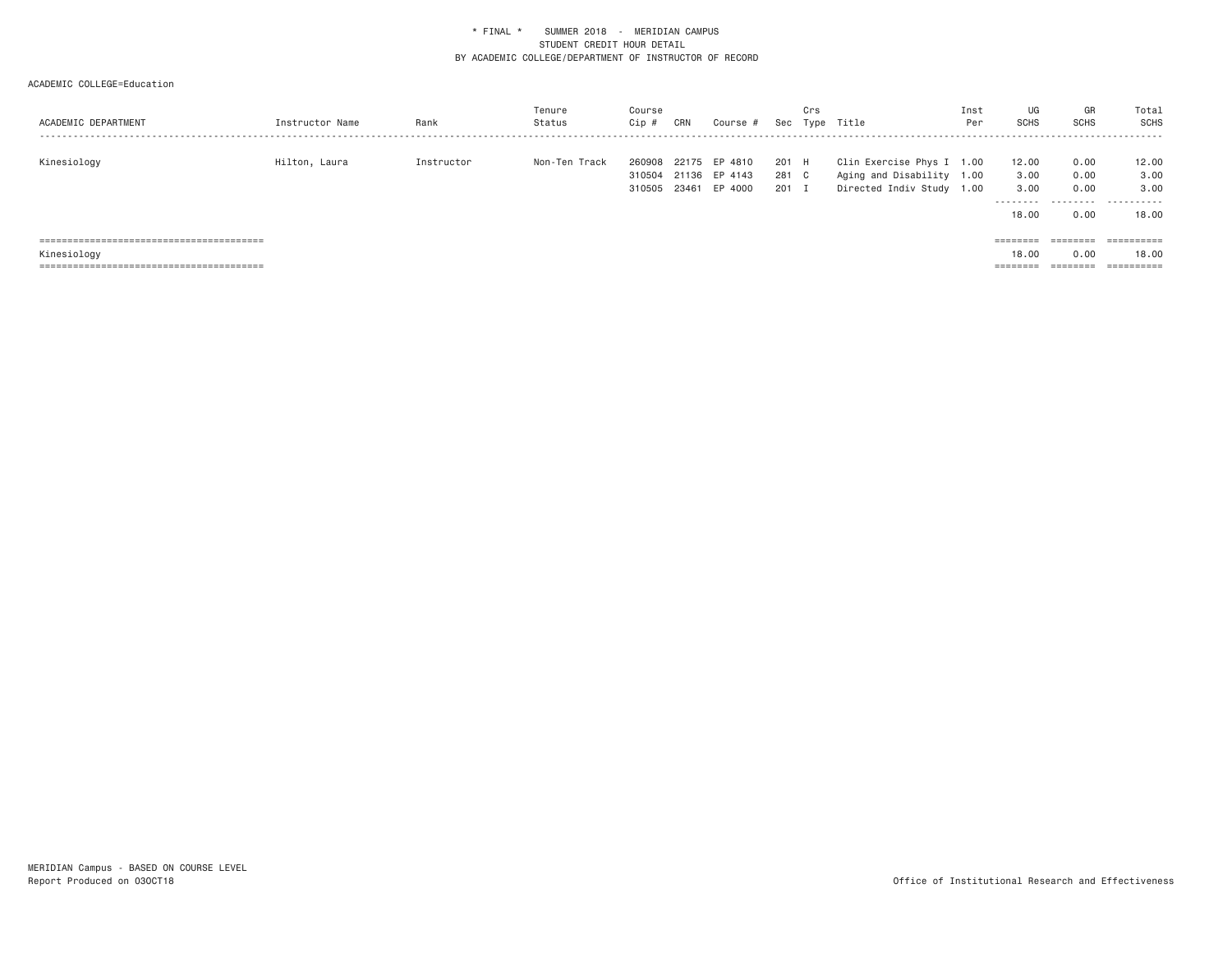* FINAL * SUMMER 2018 - MERIDIAN CAMPUS
STUDENT CREDIT HOUR DETAIL
BY ACADEMIC COLLEGE/DEPARTMENT OF INSTRUCTOR OF RECORD

ACADEMIC COLLEGE=Education

| ACADEMIC DEPARTMENT | Instructor Name | Rank | Tenure Status | Course Cip # | CRN | Course # | Sec | Crs Type | Title | Inst Per | UG SCHS | GR SCHS | Total SCHS |
|---|---|---|---|---|---|---|---|---|---|---|---|---|---|
| Kinesiology | Hilton, Laura | Instructor | Non-Ten Track | 260908 | 22175 | EP 4810 | 201 | H | Clin Exercise Phys I | 1.00 | 12.00 | 0.00 | 12.00 |
| | | | | 310504 | 21136 | EP 4143 | 281 | C | Aging and Disability | 1.00 | 3.00 | 0.00 | 3.00 |
| | | | | 310505 | 23461 | EP 4000 | 201 | I | Directed Indiv Study | 1.00 | 3.00 | 0.00 | 3.00 |
| | | | | | | | | | | | 18.00 | 0.00 | 18.00 |
| Kinesiology | | | | | | | | | | | 18.00 | 0.00 | 18.00 |

MERIDIAN Campus - BASED ON COURSE LEVEL
Report Produced on 03OCT18

Office of Institutional Research and Effectiveness